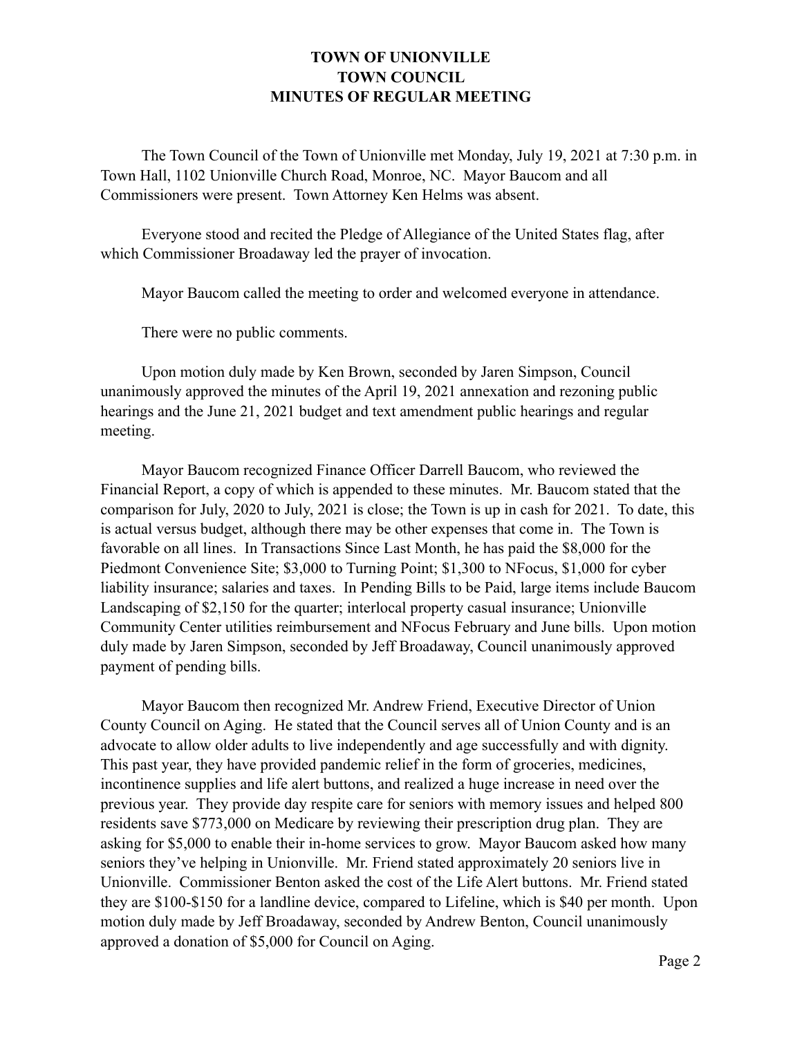# TOWN OF UNIONVILLE
# TOWN COUNCIL
# MINUTES OF REGULAR MEETING

The Town Council of the Town of Unionville met Monday, July 19, 2021 at 7:30 p.m. in Town Hall, 1102 Unionville Church Road, Monroe, NC. Mayor Baucom and all Commissioners were present. Town Attorney Ken Helms was absent.

Everyone stood and recited the Pledge of Allegiance of the United States flag, after which Commissioner Broadaway led the prayer of invocation.

Mayor Baucom called the meeting to order and welcomed everyone in attendance.

There were no public comments.

Upon motion duly made by Ken Brown, seconded by Jaren Simpson, Council unanimously approved the minutes of the April 19, 2021 annexation and rezoning public hearings and the June 21, 2021 budget and text amendment public hearings and regular meeting.

Mayor Baucom recognized Finance Officer Darrell Baucom, who reviewed the Financial Report, a copy of which is appended to these minutes. Mr. Baucom stated that the comparison for July, 2020 to July, 2021 is close; the Town is up in cash for 2021. To date, this is actual versus budget, although there may be other expenses that come in. The Town is favorable on all lines. In Transactions Since Last Month, he has paid the $8,000 for the Piedmont Convenience Site; $3,000 to Turning Point; $1,300 to NFocus, $1,000 for cyber liability insurance; salaries and taxes. In Pending Bills to be Paid, large items include Baucom Landscaping of $2,150 for the quarter; interlocal property casual insurance; Unionville Community Center utilities reimbursement and NFocus February and June bills. Upon motion duly made by Jaren Simpson, seconded by Jeff Broadaway, Council unanimously approved payment of pending bills.

Mayor Baucom then recognized Mr. Andrew Friend, Executive Director of Union County Council on Aging. He stated that the Council serves all of Union County and is an advocate to allow older adults to live independently and age successfully and with dignity. This past year, they have provided pandemic relief in the form of groceries, medicines, incontinence supplies and life alert buttons, and realized a huge increase in need over the previous year. They provide day respite care for seniors with memory issues and helped 800 residents save $773,000 on Medicare by reviewing their prescription drug plan. They are asking for $5,000 to enable their in-home services to grow. Mayor Baucom asked how many seniors they've helping in Unionville. Mr. Friend stated approximately 20 seniors live in Unionville. Commissioner Benton asked the cost of the Life Alert buttons. Mr. Friend stated they are $100-$150 for a landline device, compared to Lifeline, which is $40 per month. Upon motion duly made by Jeff Broadaway, seconded by Andrew Benton, Council unanimously approved a donation of $5,000 for Council on Aging.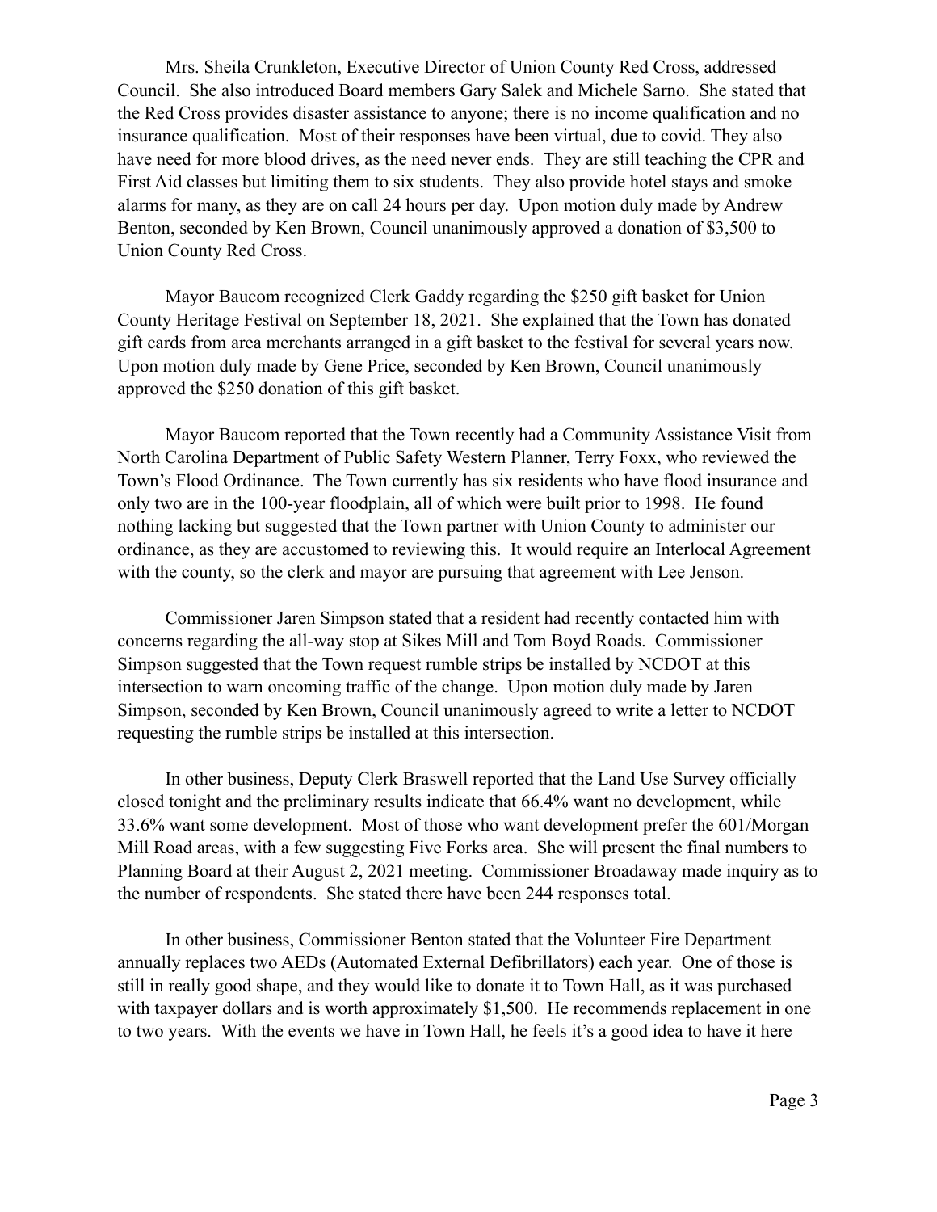Mrs. Sheila Crunkleton, Executive Director of Union County Red Cross, addressed Council. She also introduced Board members Gary Salek and Michele Sarno. She stated that the Red Cross provides disaster assistance to anyone; there is no income qualification and no insurance qualification. Most of their responses have been virtual, due to covid. They also have need for more blood drives, as the need never ends. They are still teaching the CPR and First Aid classes but limiting them to six students. They also provide hotel stays and smoke alarms for many, as they are on call 24 hours per day. Upon motion duly made by Andrew Benton, seconded by Ken Brown, Council unanimously approved a donation of $3,500 to Union County Red Cross.

Mayor Baucom recognized Clerk Gaddy regarding the $250 gift basket for Union County Heritage Festival on September 18, 2021. She explained that the Town has donated gift cards from area merchants arranged in a gift basket to the festival for several years now. Upon motion duly made by Gene Price, seconded by Ken Brown, Council unanimously approved the $250 donation of this gift basket.

Mayor Baucom reported that the Town recently had a Community Assistance Visit from North Carolina Department of Public Safety Western Planner, Terry Foxx, who reviewed the Town's Flood Ordinance. The Town currently has six residents who have flood insurance and only two are in the 100-year floodplain, all of which were built prior to 1998. He found nothing lacking but suggested that the Town partner with Union County to administer our ordinance, as they are accustomed to reviewing this. It would require an Interlocal Agreement with the county, so the clerk and mayor are pursuing that agreement with Lee Jenson.

Commissioner Jaren Simpson stated that a resident had recently contacted him with concerns regarding the all-way stop at Sikes Mill and Tom Boyd Roads. Commissioner Simpson suggested that the Town request rumble strips be installed by NCDOT at this intersection to warn oncoming traffic of the change. Upon motion duly made by Jaren Simpson, seconded by Ken Brown, Council unanimously agreed to write a letter to NCDOT requesting the rumble strips be installed at this intersection.

In other business, Deputy Clerk Braswell reported that the Land Use Survey officially closed tonight and the preliminary results indicate that 66.4% want no development, while 33.6% want some development. Most of those who want development prefer the 601/Morgan Mill Road areas, with a few suggesting Five Forks area. She will present the final numbers to Planning Board at their August 2, 2021 meeting. Commissioner Broadaway made inquiry as to the number of respondents. She stated there have been 244 responses total.

In other business, Commissioner Benton stated that the Volunteer Fire Department annually replaces two AEDs (Automated External Defibrillators) each year. One of those is still in really good shape, and they would like to donate it to Town Hall, as it was purchased with taxpayer dollars and is worth approximately $1,500. He recommends replacement in one to two years. With the events we have in Town Hall, he feels it's a good idea to have it here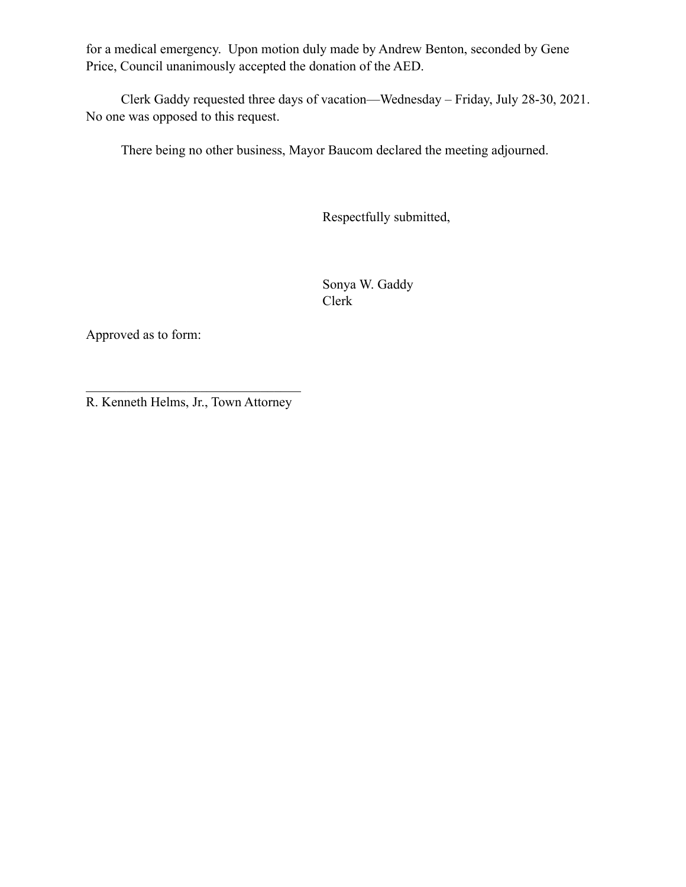for a medical emergency. Upon motion duly made by Andrew Benton, seconded by Gene Price, Council unanimously accepted the donation of the AED.

Clerk Gaddy requested three days of vacation—Wednesday – Friday, July 28-30, 2021. No one was opposed to this request.

There being no other business, Mayor Baucom declared the meeting adjourned.

Respectfully submitted,

Sonya W. Gaddy
Clerk

Approved as to form:

\_\_\_\_\_\_\_\_\_\_\_\_\_\_\_\_\_\_\_\_\_\_\_\_\_\_\_\_\_\_\_\_\_\_\_

R. Kenneth Helms, Jr., Town Attorney